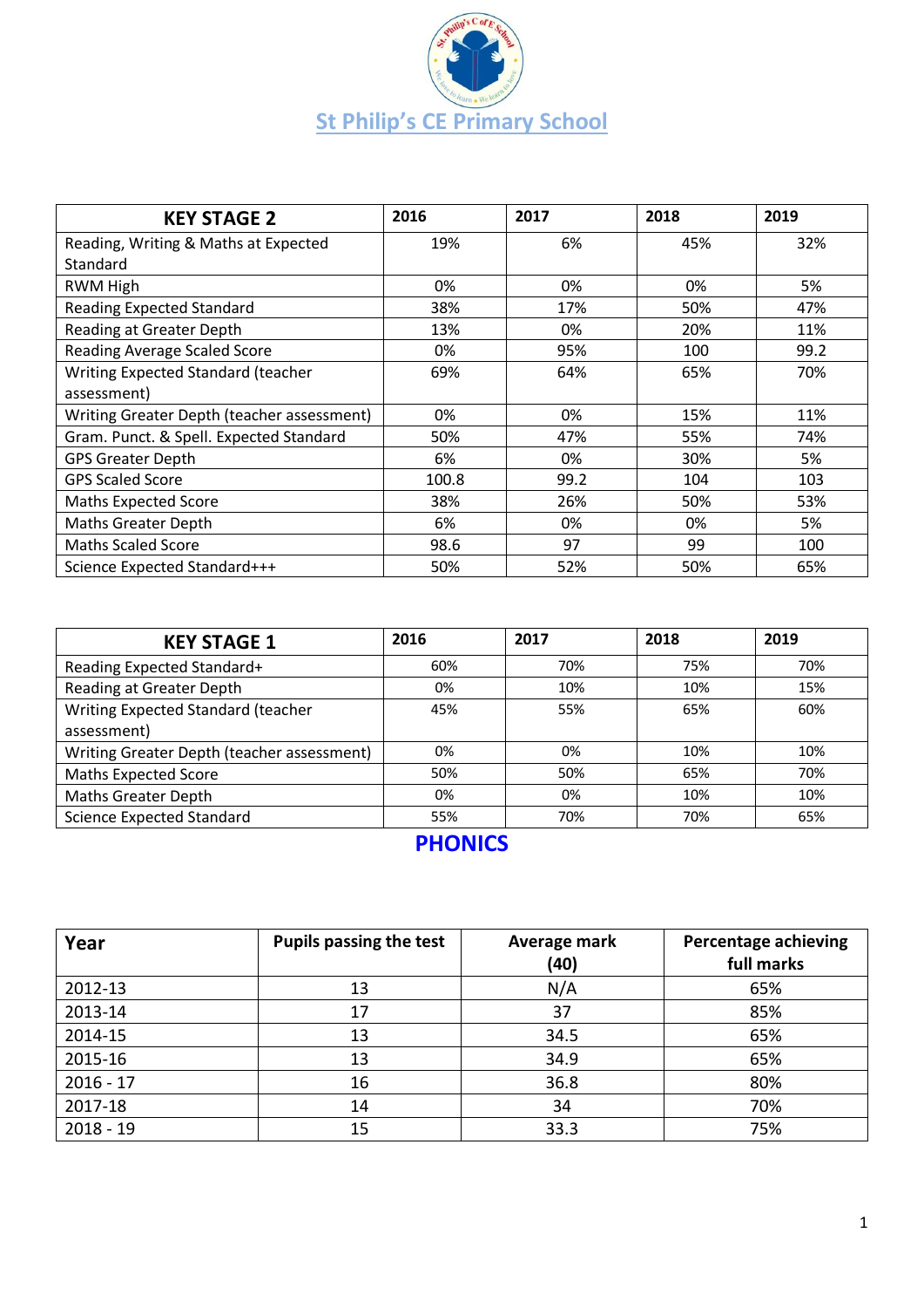# St Philip's CE Primary School

| KEY STAGE 2 | 2016 | 2017 | 2018 | 2019 |
|---|---|---|---|---|
| Reading, Writing & Maths at Expected Standard | 19% | 6% | 45% | 32% |
| RWM High | 0% | 0% | 0% | 5% |
| Reading Expected Standard | 38% | 17% | 50% | 47% |
| Reading at Greater Depth | 13% | 0% | 20% | 11% |
| Reading Average Scaled Score | 0% | 95% | 100 | 99.2 |
| Writing Expected Standard (teacher assessment) | 69% | 64% | 65% | 70% |
| Writing Greater Depth (teacher assessment) | 0% | 0% | 15% | 11% |
| Gram. Punct. & Spell. Expected Standard | 50% | 47% | 55% | 74% |
| GPS Greater Depth | 6% | 0% | 30% | 5% |
| GPS Scaled Score | 100.8 | 99.2 | 104 | 103 |
| Maths Expected Score | 38% | 26% | 50% | 53% |
| Maths Greater Depth | 6% | 0% | 0% | 5% |
| Maths Scaled Score | 98.6 | 97 | 99 | 100 |
| Science Expected Standard+++ | 50% | 52% | 50% | 65% |

| KEY STAGE 1 | 2016 | 2017 | 2018 | 2019 |
|---|---|---|---|---|
| Reading Expected Standard+ | 60% | 70% | 75% | 70% |
| Reading at Greater Depth | 0% | 10% | 10% | 15% |
| Writing Expected Standard (teacher assessment) | 45% | 55% | 65% | 60% |
| Writing Greater Depth (teacher assessment) | 0% | 0% | 10% | 10% |
| Maths Expected Score | 50% | 50% | 65% | 70% |
| Maths Greater Depth | 0% | 0% | 10% | 10% |
| Science Expected Standard | 55% | 70% | 70% | 65% |

## PHONICS

| Year | Pupils passing the test | Average mark (40) | Percentage achieving full marks |
|---|---|---|---|
| 2012-13 | 13 | N/A | 65% |
| 2013-14 | 17 | 37 | 85% |
| 2014-15 | 13 | 34.5 | 65% |
| 2015-16 | 13 | 34.9 | 65% |
| 2016 - 17 | 16 | 36.8 | 80% |
| 2017-18 | 14 | 34 | 70% |
| 2018 - 19 | 15 | 33.3 | 75% |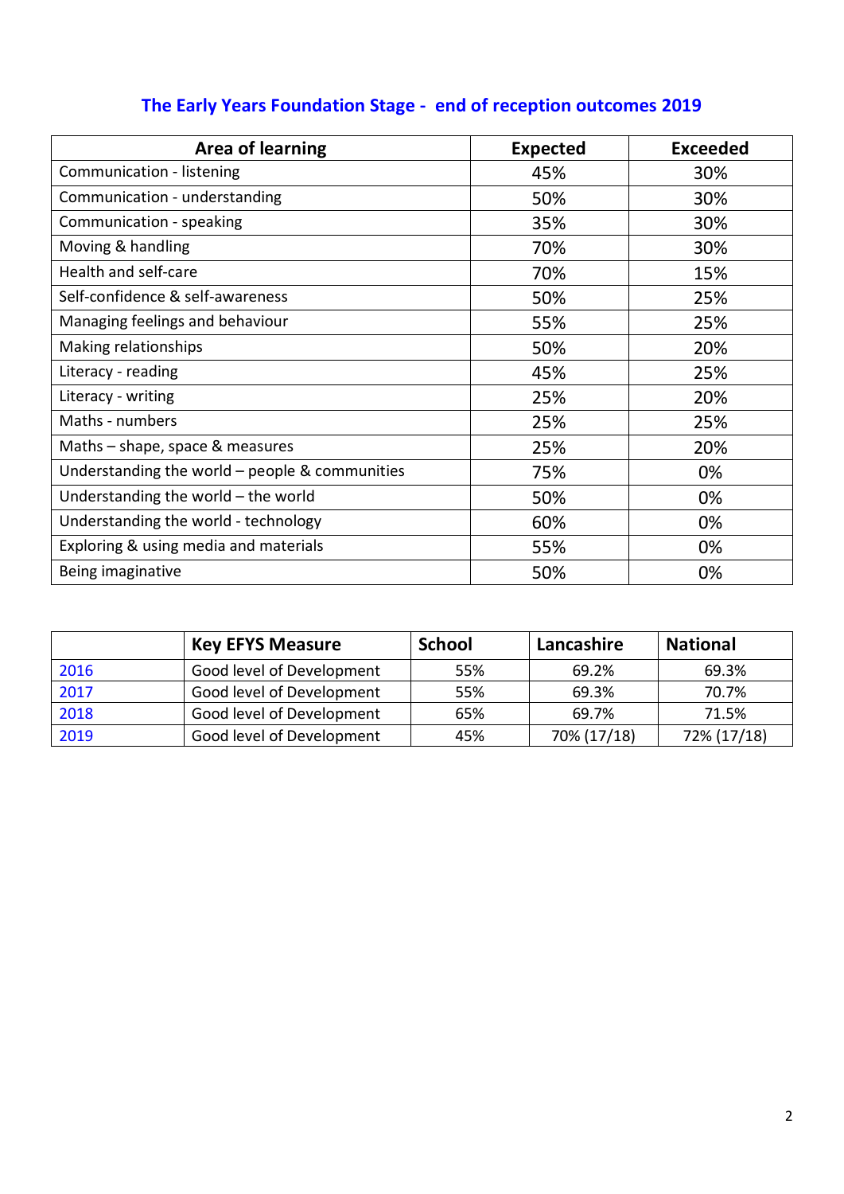## The Early Years Foundation Stage - end of reception outcomes 2019

| Area of learning | Expected | Exceeded |
|---|---|---|
| Communication - listening | 45% | 30% |
| Communication - understanding | 50% | 30% |
| Communication - speaking | 35% | 30% |
| Moving & handling | 70% | 30% |
| Health and self-care | 70% | 15% |
| Self-confidence & self-awareness | 50% | 25% |
| Managing feelings and behaviour | 55% | 25% |
| Making relationships | 50% | 20% |
| Literacy - reading | 45% | 25% |
| Literacy - writing | 25% | 20% |
| Maths - numbers | 25% | 25% |
| Maths – shape, space & measures | 25% | 20% |
| Understanding the world – people & communities | 75% | 0% |
| Understanding the world – the world | 50% | 0% |
| Understanding the world - technology | 60% | 0% |
| Exploring & using media and materials | 55% | 0% |
| Being imaginative | 50% | 0% |

| | Key EFYS Measure | School | Lancashire | National |
|---|---|---|---|---|
| 2016 | Good level of Development | 55% | 69.2% | 69.3% |
| 2017 | Good level of Development | 55% | 69.3% | 70.7% |
| 2018 | Good level of Development | 65% | 69.7% | 71.5% |
| 2019 | Good level of Development | 45% | 70% (17/18) | 72% (17/18) |